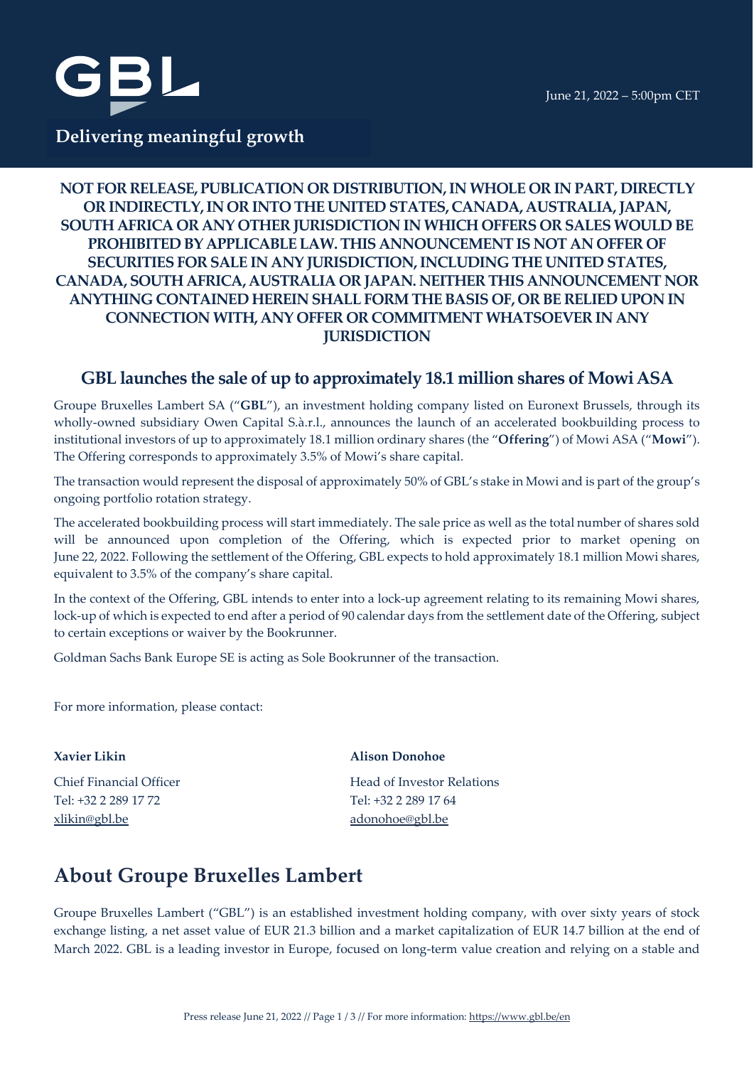June 21, 2022 – 5:00pm CET

**Delivering meaningful growth**

**NOT FOR RELEASE, PUBLICATION OR DISTRIBUTION, IN WHOLE OR IN PART, DIRECTLY OR INDIRECTLY, IN OR INTO THE UNITED STATES, CANADA, AUSTRALIA, JAPAN, SOUTH AFRICA OR ANY OTHER JURISDICTION IN WHICH OFFERS OR SALES WOULD BE PROHIBITED BY APPLICABLE LAW. THIS ANNOUNCEMENT IS NOT AN OFFER OF SECURITIES FOR SALE IN ANY JURISDICTION, INCLUDING THE UNITED STATES, CANADA, SOUTH AFRICA, AUSTRALIA OR JAPAN. NEITHER THIS ANNOUNCEMENT NOR ANYTHING CONTAINED HEREIN SHALL FORM THE BASIS OF, OR BE RELIED UPON IN CONNECTION WITH, ANY OFFER OR COMMITMENT WHATSOEVER IN ANY JURISDICTION**

## GBL launches the sale of up to approximately 18.1 million shares of Mowi ASA

Groupe Bruxelles Lambert SA ("**GBL**"), an investment holding company listed on Euronext Brussels, through its wholly-owned subsidiary Owen Capital S.à.r.l., announces the launch of an accelerated bookbuilding process to institutional investors of up to approximately 18.1 million ordinary shares (the "**Offering**") of Mowi ASA ("**Mowi**"). The Offering corresponds to approximately 3.5% of Mowi's share capital.

The transaction would represent the disposal of approximately 50% of GBL's stake in Mowi and is part of the group's ongoing portfolio rotation strategy.

The accelerated bookbuilding process will start immediately. The sale price as well as the total number of shares sold will be announced upon completion of the Offering, which is expected prior to market opening on June 22, 2022. Following the settlement of the Offering, GBL expects to hold approximately 18.1 million Mowi shares, equivalent to 3.5% of the company's share capital.

In the context of the Offering, GBL intends to enter into a lock-up agreement relating to its remaining Mowi shares, lock-up of which is expected to end after a period of 90 calendar days from the settlement date of the Offering, subject to certain exceptions or waiver by the Bookrunner.

Goldman Sachs Bank Europe SE is acting as Sole Bookrunner of the transaction.

For more information, please contact:

**Xavier Likin**
Chief Financial Officer
Tel: +32 2 289 17 72
xlikin@gbl.be

**Alison Donohoe**
Head of Investor Relations
Tel: +32 2 289 17 64
adonohoe@gbl.be

# About Groupe Bruxelles Lambert

Groupe Bruxelles Lambert ("GBL") is an established investment holding company, with over sixty years of stock exchange listing, a net asset value of EUR 21.3 billion and a market capitalization of EUR 14.7 billion at the end of March 2022. GBL is a leading investor in Europe, focused on long-term value creation and relying on a stable and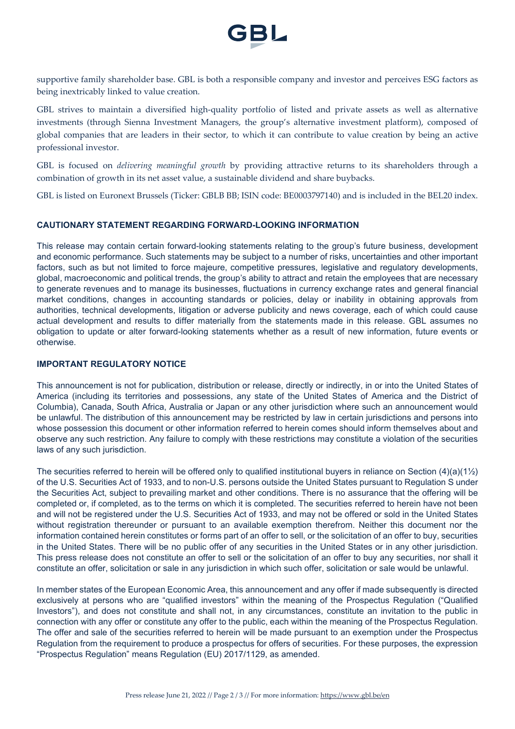supportive family shareholder base. GBL is both a responsible company and investor and perceives ESG factors as being inextricably linked to value creation.

GBL strives to maintain a diversified high-quality portfolio of listed and private assets as well as alternative investments (through Sienna Investment Managers, the group's alternative investment platform), composed of global companies that are leaders in their sector, to which it can contribute to value creation by being an active professional investor.

GBL is focused on *delivering meaningful growth* by providing attractive returns to its shareholders through a combination of growth in its net asset value, a sustainable dividend and share buybacks.

GBL is listed on Euronext Brussels (Ticker: GBLB BB; ISIN code: BE0003797140) and is included in the BEL20 index.

## CAUTIONARY STATEMENT REGARDING FORWARD-LOOKING INFORMATION

This release may contain certain forward-looking statements relating to the group's future business, development and economic performance. Such statements may be subject to a number of risks, uncertainties and other important factors, such as but not limited to force majeure, competitive pressures, legislative and regulatory developments, global, macroeconomic and political trends, the group's ability to attract and retain the employees that are necessary to generate revenues and to manage its businesses, fluctuations in currency exchange rates and general financial market conditions, changes in accounting standards or policies, delay or inability in obtaining approvals from authorities, technical developments, litigation or adverse publicity and news coverage, each of which could cause actual development and results to differ materially from the statements made in this release. GBL assumes no obligation to update or alter forward-looking statements whether as a result of new information, future events or otherwise.

## IMPORTANT REGULATORY NOTICE

This announcement is not for publication, distribution or release, directly or indirectly, in or into the United States of America (including its territories and possessions, any state of the United States of America and the District of Columbia), Canada, South Africa, Australia or Japan or any other jurisdiction where such an announcement would be unlawful. The distribution of this announcement may be restricted by law in certain jurisdictions and persons into whose possession this document or other information referred to herein comes should inform themselves about and observe any such restriction. Any failure to comply with these restrictions may constitute a violation of the securities laws of any such jurisdiction.

The securities referred to herein will be offered only to qualified institutional buyers in reliance on Section (4)(a)(1½) of the U.S. Securities Act of 1933, and to non-U.S. persons outside the United States pursuant to Regulation S under the Securities Act, subject to prevailing market and other conditions. There is no assurance that the offering will be completed or, if completed, as to the terms on which it is completed. The securities referred to herein have not been and will not be registered under the U.S. Securities Act of 1933, and may not be offered or sold in the United States without registration thereunder or pursuant to an available exemption therefrom. Neither this document nor the information contained herein constitutes or forms part of an offer to sell, or the solicitation of an offer to buy, securities in the United States. There will be no public offer of any securities in the United States or in any other jurisdiction. This press release does not constitute an offer to sell or the solicitation of an offer to buy any securities, nor shall it constitute an offer, solicitation or sale in any jurisdiction in which such offer, solicitation or sale would be unlawful.

In member states of the European Economic Area, this announcement and any offer if made subsequently is directed exclusively at persons who are "qualified investors" within the meaning of the Prospectus Regulation ("Qualified Investors"), and does not constitute and shall not, in any circumstances, constitute an invitation to the public in connection with any offer or constitute any offer to the public, each within the meaning of the Prospectus Regulation. The offer and sale of the securities referred to herein will be made pursuant to an exemption under the Prospectus Regulation from the requirement to produce a prospectus for offers of securities. For these purposes, the expression "Prospectus Regulation" means Regulation (EU) 2017/1129, as amended.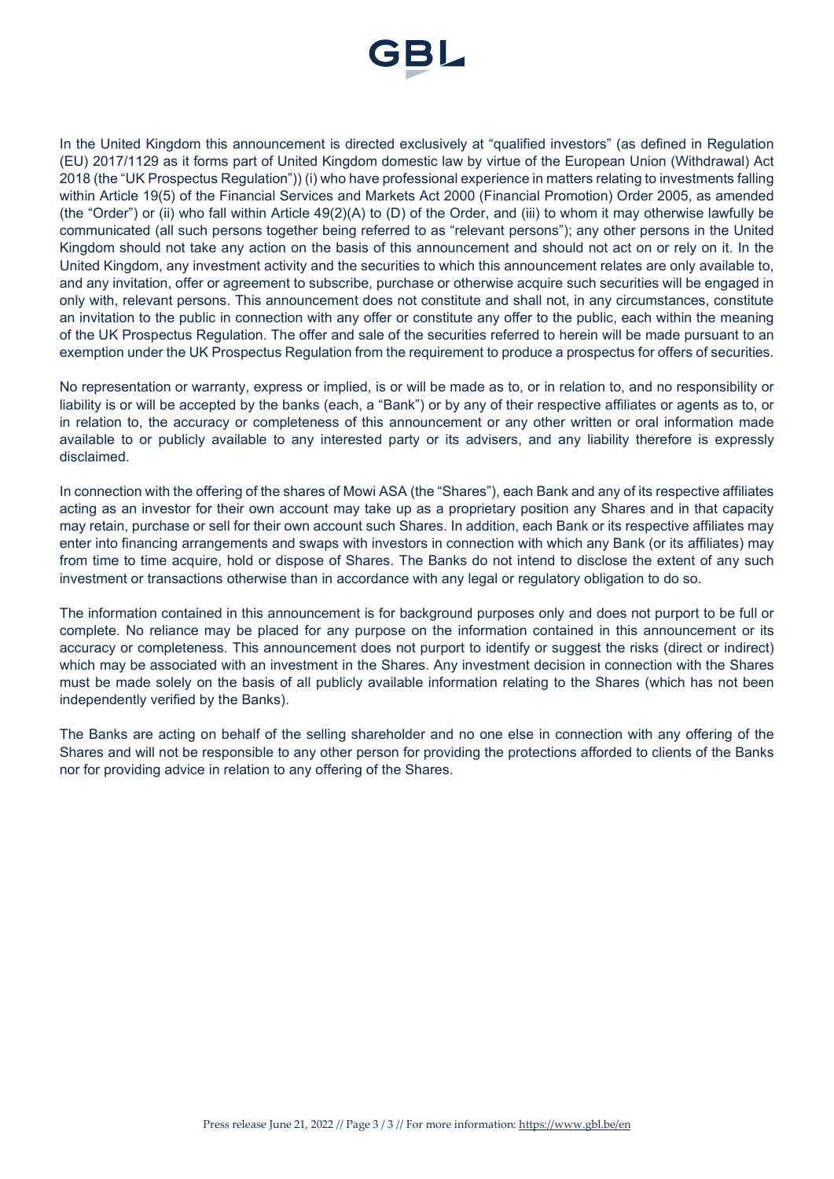In the United Kingdom this announcement is directed exclusively at "qualified investors" (as defined in Regulation (EU) 2017/1129 as it forms part of United Kingdom domestic law by virtue of the European Union (Withdrawal) Act 2018 (the "UK Prospectus Regulation")) (i) who have professional experience in matters relating to investments falling within Article 19(5) of the Financial Services and Markets Act 2000 (Financial Promotion) Order 2005, as amended (the "Order") or (ii) who fall within Article 49(2)(A) to (D) of the Order, and (iii) to whom it may otherwise lawfully be communicated (all such persons together being referred to as "relevant persons"); any other persons in the United Kingdom should not take any action on the basis of this announcement and should not act on or rely on it. In the United Kingdom, any investment activity and the securities to which this announcement relates are only available to, and any invitation, offer or agreement to subscribe, purchase or otherwise acquire such securities will be engaged in only with, relevant persons. This announcement does not constitute and shall not, in any circumstances, constitute an invitation to the public in connection with any offer or constitute any offer to the public, each within the meaning of the UK Prospectus Regulation. The offer and sale of the securities referred to herein will be made pursuant to an exemption under the UK Prospectus Regulation from the requirement to produce a prospectus for offers of securities.

No representation or warranty, express or implied, is or will be made as to, or in relation to, and no responsibility or liability is or will be accepted by the banks (each, a "Bank") or by any of their respective affiliates or agents as to, or in relation to, the accuracy or completeness of this announcement or any other written or oral information made available to or publicly available to any interested party or its advisers, and any liability therefore is expressly disclaimed.

In connection with the offering of the shares of Mowi ASA (the "Shares"), each Bank and any of its respective affiliates acting as an investor for their own account may take up as a proprietary position any Shares and in that capacity may retain, purchase or sell for their own account such Shares. In addition, each Bank or its respective affiliates may enter into financing arrangements and swaps with investors in connection with which any Bank (or its affiliates) may from time to time acquire, hold or dispose of Shares. The Banks do not intend to disclose the extent of any such investment or transactions otherwise than in accordance with any legal or regulatory obligation to do so.

The information contained in this announcement is for background purposes only and does not purport to be full or complete. No reliance may be placed for any purpose on the information contained in this announcement or its accuracy or completeness. This announcement does not purport to identify or suggest the risks (direct or indirect) which may be associated with an investment in the Shares. Any investment decision in connection with the Shares must be made solely on the basis of all publicly available information relating to the Shares (which has not been independently verified by the Banks).

The Banks are acting on behalf of the selling shareholder and no one else in connection with any offering of the Shares and will not be responsible to any other person for providing the protections afforded to clients of the Banks nor for providing advice in relation to any offering of the Shares.